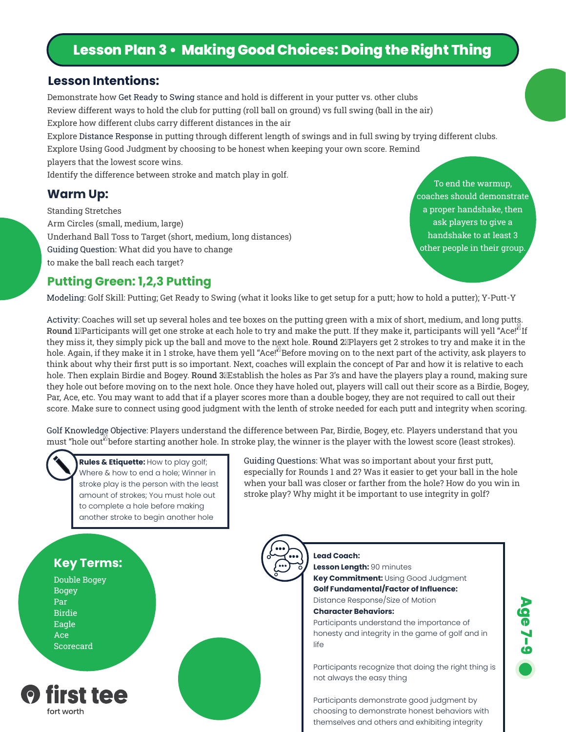# Lesson Plan 3 • Making Good Choices: Doing the Right Thing

## Lesson Intentions:

Demonstrate how Get Ready to Swing stance and hold is different in your putter vs. other clubs
Review different ways to hold the club for putting (roll ball on ground) vs full swing (ball in the air)
Explore how different clubs carry different distances in the air
Explore Distance Response in putting through different length of swings and in full swing by trying different clubs.
Explore Using Good Judgment by choosing to be honest when keeping your own score. Remind players that the lowest score wins.
Identify the difference between stroke and match play in golf.

## Warm Up:

Standing Stretches
Arm Circles (small, medium, large)
Underhand Ball Toss to Target (short, medium, long distances)
Guiding Question: What did you have to change to make the ball reach each target?

To end the warmup, coaches should demonstrate a proper handshake, then ask players to give a handshake to at least 3 other people in their group.

## Putting Green: 1,2,3 Putting

Modeling: Golf Skill: Putting; Get Ready to Swing (what it looks like to get setup for a putt; how to hold a putter); Y-Putt-Y

Activity: Coaches will set up several holes and tee boxes on the putting green with a mix of short, medium, and long putts. **Round 1** Participants will get one stroke at each hole to try and make the putt. If they make it, participants will yell "Ace!" If they miss it, they simply pick up the ball and move to the next hole. **Round 2** Players get 2 strokes to try and make it in the hole. Again, if they make it in 1 stroke, have them yell "Ace!" Before moving on to the next part of the activity, ask players to think about why their first putt is so important. Next, coaches will explain the concept of Par and how it is relative to each hole. Then explain Birdie and Bogey. **Round 3** Establish the holes as Par 3's and have the players play a round, making sure they hole out before moving on to the next hole. Once they have holed out, players will call out their score as a Birdie, Bogey, Par, Ace, etc. You may want to add that if a player scores more than a double bogey, they are not required to call out their score. Make sure to connect using good judgment with the lenth of stroke needed for each putt and integrity when scoring.

Golf Knowledge Objective: Players understand the difference between Par, Birdie, Bogey, etc. Players understand that you must "hole out" before starting another hole. In stroke play, the winner is the player with the lowest score (least strokes).

**Rules & Etiquette:** How to play golf; Where & how to end a hole; Winner in stroke play is the person with the least amount of strokes; You must hole out to complete a hole before making another stroke to begin another hole

Guiding Questions: What was so important about your first putt, especially for Rounds 1 and 2? Was it easier to get your ball in the hole when your ball was closer or farther from the hole? How do you win in stroke play? Why might it be important to use integrity in golf?

## Key Terms:

Double Bogey
Bogey
Par
Birdie
Eagle
Ace
Scorecard

**Lead Coach:**
**Lesson Length:** 90 minutes
**Key Commitment:** Using Good Judgment
**Golf Fundamental/Factor of Influence:** Distance Response/Size of Motion
**Character Behaviors:**

Participants understand the importance of honesty and integrity in the game of golf and in life

Participants recognize that doing the right thing is not always the easy thing

Participants demonstrate good judgment by choosing to demonstrate honest behaviors with themselves and others and exhibiting integrity

Age 7-9

first tee fort worth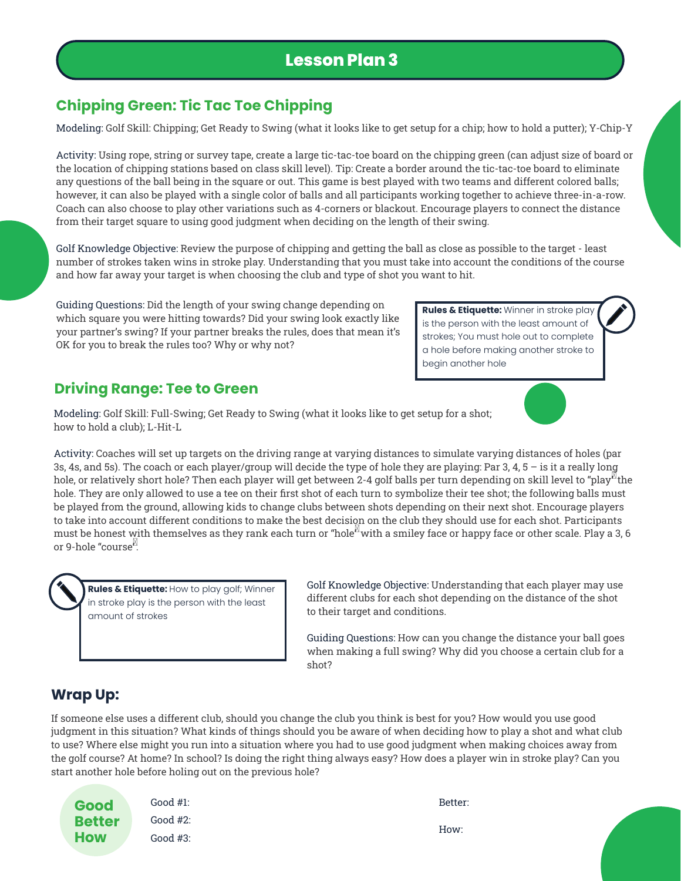# Lesson Plan 3

## Chipping Green: Tic Tac Toe Chipping

Modeling: Golf Skill: Chipping; Get Ready to Swing (what it looks like to get setup for a chip; how to hold a putter); Y-Chip-Y

Activity: Using rope, string or survey tape, create a large tic-tac-toe board on the chipping green (can adjust size of board or the location of chipping stations based on class skill level). Tip: Create a border around the tic-tac-toe board to eliminate any questions of the ball being in the square or out. This game is best played with two teams and different colored balls; however, it can also be played with a single color of balls and all participants working together to achieve three-in-a-row. Coach can also choose to play other variations such as 4-corners or blackout. Encourage players to connect the distance from their target square to using good judgment when deciding on the length of their swing.

Golf Knowledge Objective: Review the purpose of chipping and getting the ball as close as possible to the target - least number of strokes taken wins in stroke play. Understanding that you must take into account the conditions of the course and how far away your target is when choosing the club and type of shot you want to hit.

Guiding Questions: Did the length of your swing change depending on which square you were hitting towards? Did your swing look exactly like your partner's swing? If your partner breaks the rules, does that mean it's OK for you to break the rules too? Why or why not?

**Rules & Etiquette:** Winner in stroke play is the person with the least amount of strokes; You must hole out to complete a hole before making another stroke to begin another hole

## Driving Range: Tee to Green

Modeling: Golf Skill: Full-Swing; Get Ready to Swing (what it looks like to get setup for a shot; how to hold a club); L-Hit-L

Activity: Coaches will set up targets on the driving range at varying distances to simulate varying distances of holes (par 3s, 4s, and 5s). The coach or each player/group will decide the type of hole they are playing: Par 3, 4, 5 – is it a really long hole, or relatively short hole? Then each player will get between 2-4 golf balls per turn depending on skill level to "play" the hole. They are only allowed to use a tee on their first shot of each turn to symbolize their tee shot; the following balls must be played from the ground, allowing kids to change clubs between shots depending on their next shot. Encourage players to take into account different conditions to make the best decision on the club they should use for each shot. Participants must be honest with themselves as they rank each turn or "hole" with a smiley face or happy face or other scale. Play a 3, 6 or 9-hole "course".

**Rules & Etiquette:** How to play golf; Winner in stroke play is the person with the least amount of strokes

Golf Knowledge Objective: Understanding that each player may use different clubs for each shot depending on the distance of the shot to their target and conditions.

Guiding Questions: How can you change the distance your ball goes when making a full swing? Why did you choose a certain club for a shot?

## Wrap Up:

If someone else uses a different club, should you change the club you think is best for you? How would you use good judgment in this situation? What kinds of things should you be aware of when deciding how to play a shot and what club to use? Where else might you run into a situation where you had to use good judgment when making choices away from the golf course? At home? In school? Is doing the right thing always easy? How does a player win in stroke play? Can you start another hole before holing out on the previous hole?

**Good Better How**

Good #1:

Good #2:

Good #3:

Better:

How: